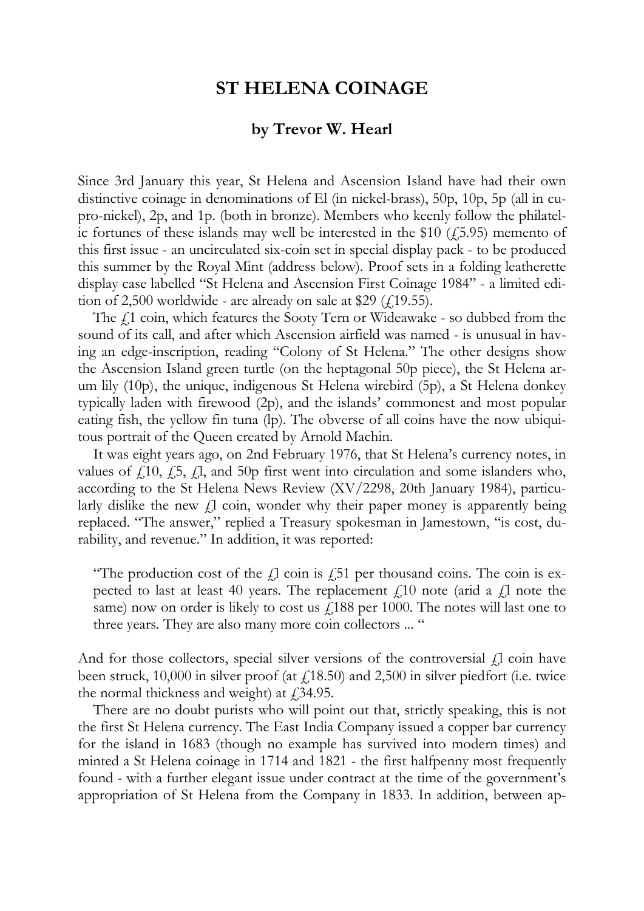# ST HELENA COINAGE

### by Trevor W. Hearl

Since 3rd January this year, St Helena and Ascension Island have had their own distinctive coinage in denominations of El (in nickel-brass), 50p, 10p, 5p (all in cupro-nickel), 2p, and 1p. (both in bronze). Members who keenly follow the philatelic fortunes of these islands may well be interested in the $10 (£5.95) memento of this first issue - an uncirculated six-coin set in special display pack - to be produced this summer by the Royal Mint (address below). Proof sets in a folding leatherette display case labelled "St Helena and Ascension First Coinage 1984" - a limited edition of 2,500 worldwide - are already on sale at $29 (£19.55).

The £1 coin, which features the Sooty Tern or Wideawake - so dubbed from the sound of its call, and after which Ascension airfield was named - is unusual in having an edge-inscription, reading "Colony of St Helena." The other designs show the Ascension Island green turtle (on the heptagonal 50p piece), the St Helena arum lily (10p), the unique, indigenous St Helena wirebird (5p), a St Helena donkey typically laden with firewood (2p), and the islands' commonest and most popular eating fish, the yellow fin tuna (lp). The obverse of all coins have the now ubiquitous portrait of the Queen created by Arnold Machin.

It was eight years ago, on 2nd February 1976, that St Helena's currency notes, in values of £10, £5, £l, and 50p first went into circulation and some islanders who, according to the St Helena News Review (XV/2298, 20th January 1984), particularly dislike the new £l coin, wonder why their paper money is apparently being replaced. "The answer," replied a Treasury spokesman in Jamestown, "is cost, durability, and revenue." In addition, it was reported:

> "The production cost of the £l coin is £51 per thousand coins. The coin is expected to last at least 40 years. The replacement £10 note (arid a £l note the same) now on order is likely to cost us £188 per 1000. The notes will last one to three years. They are also many more coin collectors ... "

And for those collectors, special silver versions of the controversial £l coin have been struck, 10,000 in silver proof (at £18.50) and 2,500 in silver piedfort (i.e. twice the normal thickness and weight) at £34.95.

There are no doubt purists who will point out that, strictly speaking, this is not the first St Helena currency. The East India Company issued a copper bar currency for the island in 1683 (though no example has survived into modern times) and minted a St Helena coinage in 1714 and 1821 - the first halfpenny most frequently found - with a further elegant issue under contract at the time of the government's appropriation of St Helena from the Company in 1833. In addition, between ap-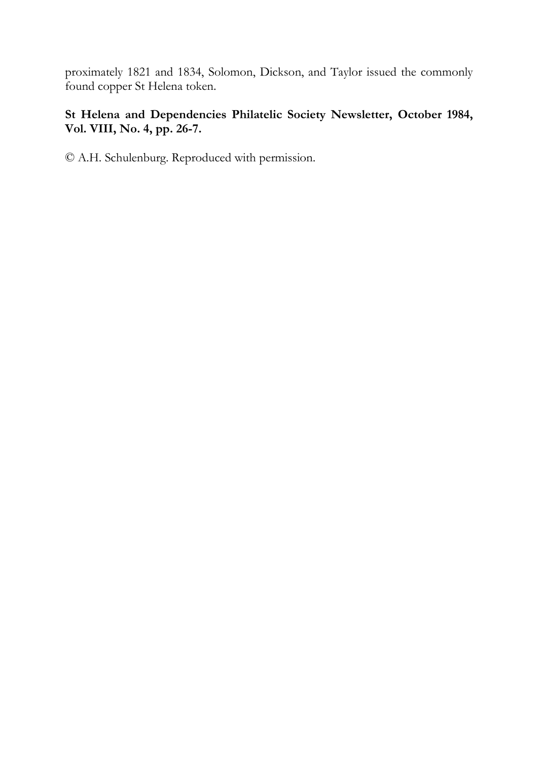proximately 1821 and 1834, Solomon, Dickson, and Taylor issued the commonly found copper St Helena token.

**St Helena and Dependencies Philatelic Society Newsletter, October 1984, Vol. VIII, No. 4, pp. 26-7.**

© A.H. Schulenburg. Reproduced with permission.